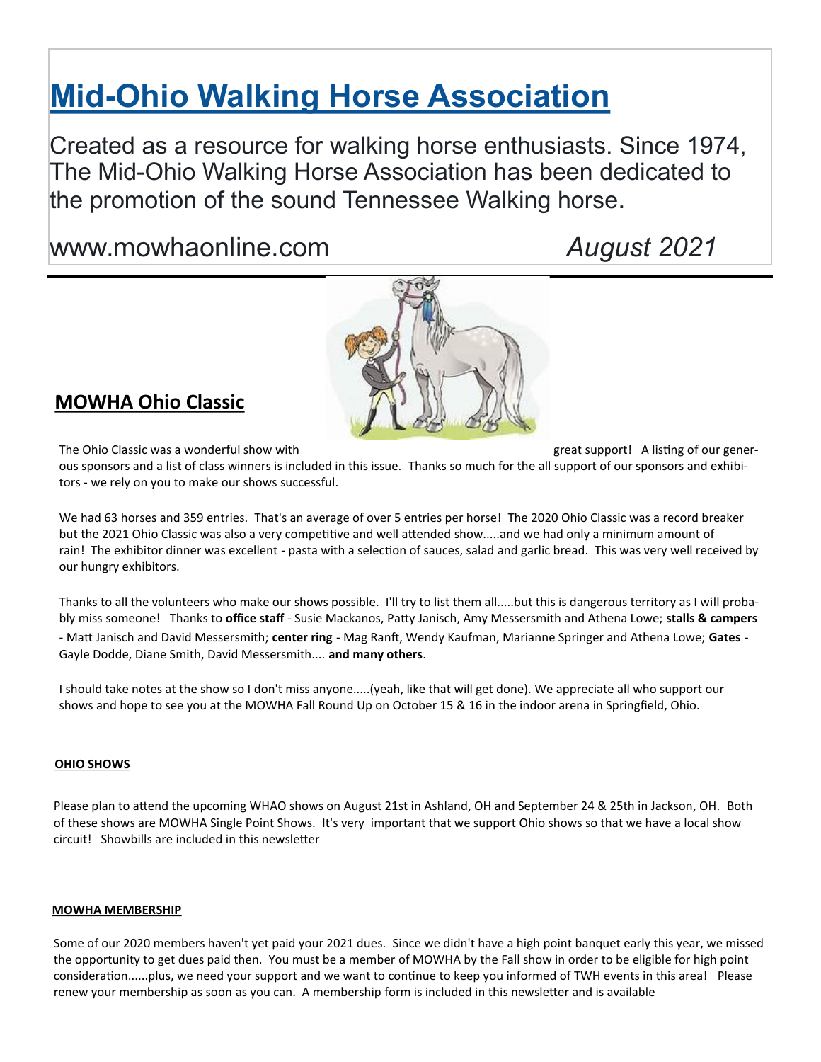# Mid-Ohio Walking Horse Association

Created as a resource for walking horse enthusiasts. Since 1974, The Mid-Ohio Walking Horse Association has been dedicated to the promotion of the sound Tennessee Walking horse.

www.mowhaonline.com *August 2021*

## MOWHA Ohio Classic

The Ohio Classic was a wonderful show with great support! A listing of our generous sponsors and a list of class winners is included in this issue. Thanks so much for the all support of our sponsors and exhibitors - we rely on you to make our shows successful.

We had 63 horses and 359 entries. That's an average of over 5 entries per horse! The 2020 Ohio Classic was a record breaker but the 2021 Ohio Classic was also a very competitive and well attended show.....and we had only a minimum amount of rain! The exhibitor dinner was excellent - pasta with a selection of sauces, salad and garlic bread. This was very well received by our hungry exhibitors.

Thanks to all the volunteers who make our shows possible. I'll try to list them all.....but this is dangerous territory as I will probably miss someone! Thanks to **office staff** - Susie Mackanos, Patty Janisch, Amy Messersmith and Athena Lowe; **stalls & campers** - Matt Janisch and David Messersmith; **center ring** - Mag Ranft, Wendy Kaufman, Marianne Springer and Athena Lowe; **Gates** - Gayle Dodde, Diane Smith, David Messersmith.... **and many others**.

I should take notes at the show so I don't miss anyone.....(yeah, like that will get done). We appreciate all who support our shows and hope to see you at the MOWHA Fall Round Up on October 15 & 16 in the indoor arena in Springfield, Ohio.

#### OHIO SHOWS

Please plan to attend the upcoming WHAO shows on August 21st in Ashland, OH and September 24 & 25th in Jackson, OH. Both of these shows are MOWHA Single Point Shows. It's very important that we support Ohio shows so that we have a local show circuit! Showbills are included in this newsletter

#### MOWHA MEMBERSHIP

Some of our 2020 members haven't yet paid your 2021 dues. Since we didn't have a high point banquet early this year, we missed the opportunity to get dues paid then. You must be a member of MOWHA by the Fall show in order to be eligible for high point consideration......plus, we need your support and we want to continue to keep you informed of TWH events in this area! Please renew your membership as soon as you can. A membership form is included in this newsletter and is available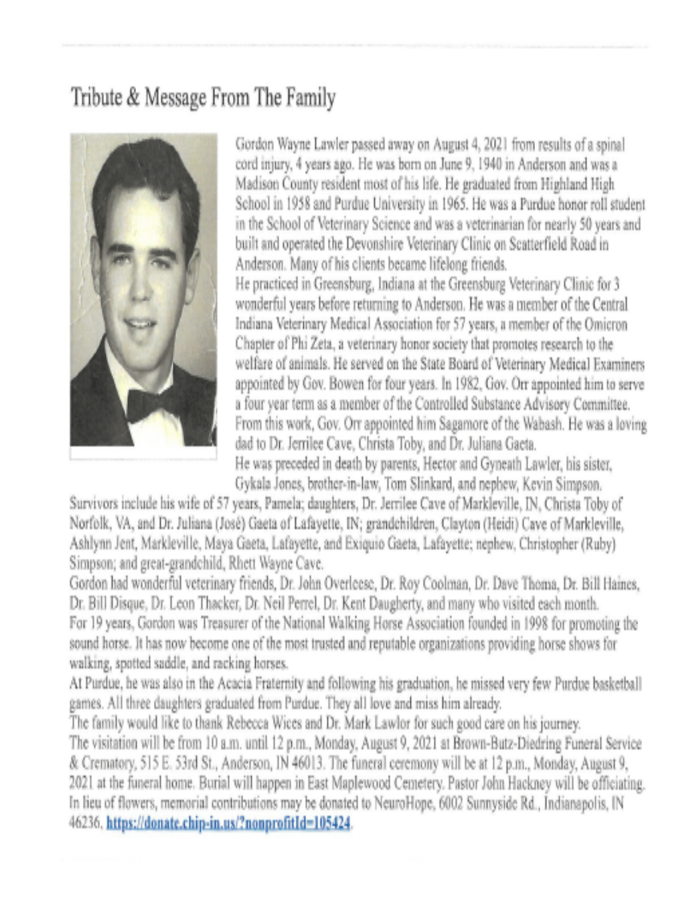# Tribute & Message From The Family

Gordon Wayne Lawler passed away on August 4, 2021 from results of a spinal cord injury, 4 years ago. He was born on June 9, 1940 in Anderson and was a Madison County resident most of his life. He graduated from Highland High School in 1958 and Purdue University in 1965. He was a Purdue honor roll student in the School of Veterinary Science and was a veterinarian for nearly 50 years and built and operated the Devonshire Veterinary Clinic on Scatterfield Road in Anderson. Many of his clients became lifelong friends.

He practiced in Greensburg, Indiana at the Greensburg Veterinary Clinic for 3 wonderful years before returning to Anderson. He was a member of the Central Indiana Veterinary Medical Association for 57 years, a member of the Omicron Chapter of Phi Zeta, a veterinary honor society that promotes research to the welfare of animals. He served on the State Board of Veterinary Medical Examiners appointed by Gov. Bowen for four years. In 1982, Gov. Orr appointed him to serve a four year term as a member of the Controlled Substance Advisory Committee. From this work, Gov. Orr appointed him Sagamore of the Wabash. He was a loving dad to Dr. Jerrilee Cave, Christa Toby, and Dr. Juliana Gaeta.

He was preceded in death by parents, Hector and Gyneath Lawler, his sister, Gykala Jones, brother-in-law, Tom Slinkard, and nephew, Kevin Simpson.

Survivors include his wife of 57 years, Pamela; daughters, Dr. Jerrilee Cave of Markleville, IN, Christa Toby of Norfolk, VA, and Dr. Juliana (José) Gaeta of Lafayette, IN; grandchildren, Clayton (Heidi) Cave of Markleville, Ashlynn Jent, Markleville, Maya Gaeta, Lafayette, and Exiquio Gaeta, Lafayette; nephew, Christopher (Ruby) Simpson; and great-grandchild, Rhett Wayne Cave.

Gordon had wonderful veterinary friends, Dr. John Overleese, Dr. Roy Coolman, Dr. Dave Thoma, Dr. Bill Haines, Dr. Bill Disque, Dr. Leon Thacker, Dr. Neil Perrel, Dr. Kent Daugherty, and many who visited each month.

For 19 years, Gordon was Treasurer of the National Walking Horse Association founded in 1998 for promoting the sound horse. It has now become one of the most trusted and reputable organizations providing horse shows for walking, spotted saddle, and racking horses.

At Purdue, he was also in the Acacia Fraternity and following his graduation, he missed very few Purdue basketball games. All three daughters graduated from Purdue. They all love and miss him already.

The family would like to thank Rebecca Wices and Dr. Mark Lawlor for such good care on his journey.

The visitation will be from 10 a.m. until 12 p.m., Monday, August 9, 2021 at Brown-Butz-Diedring Funeral Service & Crematory, 515 E. 53rd St., Anderson, IN 46013. The funeral ceremony will be at 12 p.m., Monday, August 9, 2021 at the funeral home. Burial will happen in East Maplewood Cemetery. Pastor John Hackney will be officiating.

In lieu of flowers, memorial contributions may be donated to NeuroHope, 6002 Sunnyside Rd., Indianapolis, IN 46236. **https://donate.chip-in.us/?nonprofitId=105424**.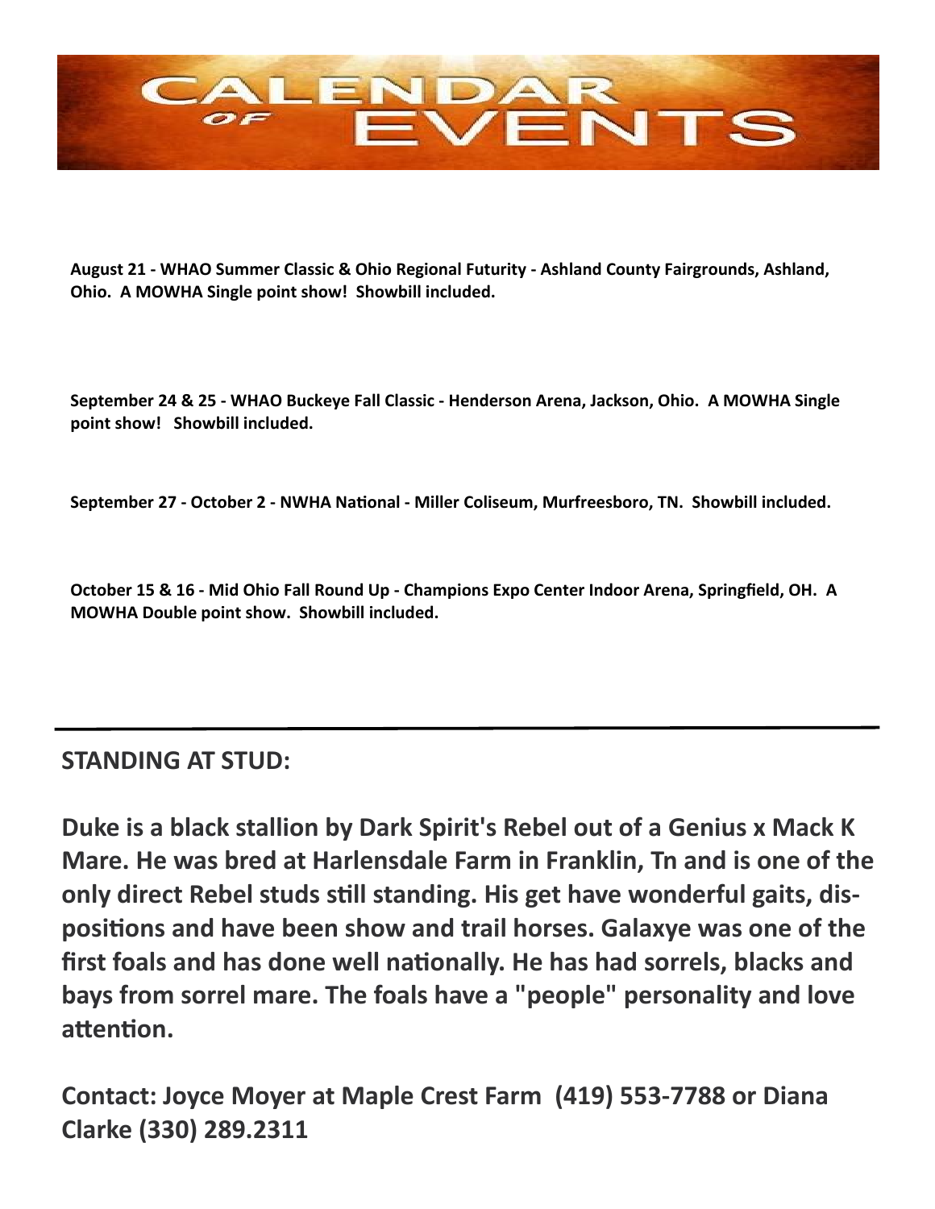# CALENDAR OF EVENTS

**August 21 - WHAO Summer Classic & Ohio Regional Futurity - Ashland County Fairgrounds, Ashland, Ohio. A MOWHA Single point show! Showbill included.**

**September 24 & 25 - WHAO Buckeye Fall Classic - Henderson Arena, Jackson, Ohio. A MOWHA Single point show! Showbill included.**

**September 27 - October 2 - NWHA National - Miller Coliseum, Murfreesboro, TN. Showbill included.**

**October 15 & 16 - Mid Ohio Fall Round Up - Champions Expo Center Indoor Arena, Springfield, OH. A MOWHA Double point show. Showbill included.**

---

## STANDING AT STUD:

**Duke is a black stallion by Dark Spirit's Rebel out of a Genius x Mack K Mare. He was bred at Harlensdale Farm in Franklin, Tn and is one of the only direct Rebel studs still standing. His get have wonderful gaits, dispositions and have been show and trail horses. Galaxye was one of the first foals and has done well nationally. He has had sorrels, blacks and bays from sorrel mare. The foals have a "people" personality and love attention.**

**Contact: Joyce Moyer at Maple Crest Farm (419) 553-7788 or Diana Clarke (330) 289.2311**